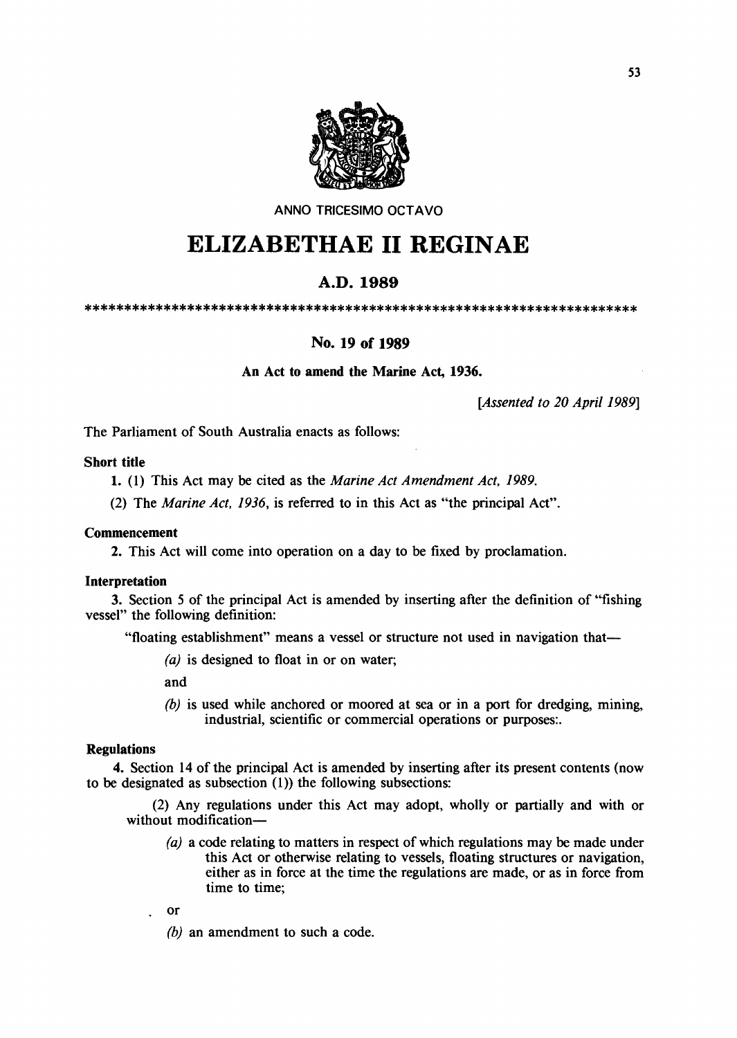ANNO TRICESIMO OCTAVO

# ELIZABETHAE II REGINAE

## A.D. 1989

\*\*\*\*\*\*\*\*\*\*\*\*\*\*\*\*\*\*\*\*\*\*\*\*\*\*\*\*\*\*\*\*\*\*\*\*\*\*\*\*\*\*\*\*\*\*\*\*\*\*\*\*\*\*\*\*\*\*\*\*\*\*\*\*\*\*\*\*\*\*\*\*

### No. 19 of 1989

**An Act to amend the Marine Act, 1936.**

*[Assented to 20 April 1989]*

The Parliament of South Australia enacts as follows:

**Short title**

**1.** (1) This Act may be cited as the *Marine Act Amendment Act, 1989.*

(2) The *Marine Act, 1936*, is referred to in this Act as "the principal Act".

**Commencement**

**2.** This Act will come into operation on a day to be fixed by proclamation.

**Interpretation**

**3.** Section 5 of the principal Act is amended by inserting after the definition of "fishing vessel" the following definition:

"floating establishment" means a vessel or structure not used in navigation that—

*(a)* is designed to float in or on water;

and

*(b)* is used while anchored or moored at sea or in a port for dredging, mining, industrial, scientific or commercial operations or purposes:.

**Regulations**

**4.** Section 14 of the principal Act is amended by inserting after its present contents (now to be designated as subsection (1)) the following subsections:

(2) Any regulations under this Act may adopt, wholly or partially and with or without modification—

*(a)* a code relating to matters in respect of which regulations may be made under this Act or otherwise relating to vessels, floating structures or navigation, either as in force at the time the regulations are made, or as in force from time to time;

or

*(b)* an amendment to such a code.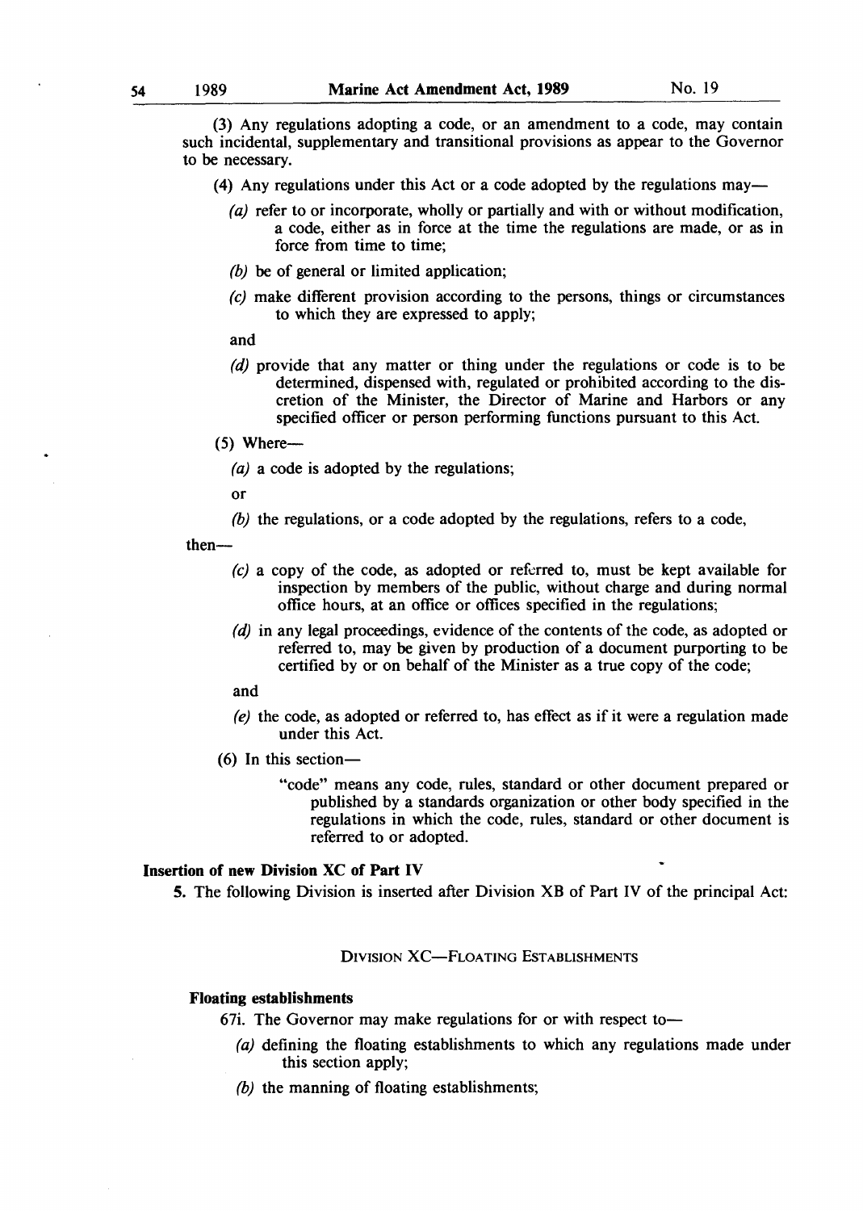(3) Any regulations adopting a code, or an amendment to a code, may contain such incidental, supplementary and transitional provisions as appear to the Governor to be necessary.

(4) Any regulations under this Act or a code adopted by the regulations may—

*(a)* refer to or incorporate, wholly or partially and with or without modification, a code, either as in force at the time the regulations are made, or as in force from time to time;

*(b)* be of general or limited application;

*(c)* make different provision according to the persons, things or circumstances to which they are expressed to apply;

and

*(d)* provide that any matter or thing under the regulations or code is to be determined, dispensed with, regulated or prohibited according to the discretion of the Minister, the Director of Marine and Harbors or any specified officer or person performing functions pursuant to this Act.

(5) Where—

*(a)* a code is adopted by the regulations;

or

*(b)* the regulations, or a code adopted by the regulations, refers to a code,

then—

*(c)* a copy of the code, as adopted or referred to, must be kept available for inspection by members of the public, without charge and during normal office hours, at an office or offices specified in the regulations;

*(d)* in any legal proceedings, evidence of the contents of the code, as adopted or referred to, may be given by production of a document purporting to be certified by or on behalf of the Minister as a true copy of the code;

and

*(e)* the code, as adopted or referred to, has effect as if it were a regulation made under this Act.

(6) In this section—

"code" means any code, rules, standard or other document prepared or published by a standards organization or other body specified in the regulations in which the code, rules, standard or other document is referred to or adopted.

**Insertion of new Division XC of Part IV**

5. The following Division is inserted after Division XB of Part IV of the principal Act:

DIVISION XC—FLOATING ESTABLISHMENTS

**Floating establishments**

67i. The Governor may make regulations for or with respect to—

*(a)* defining the floating establishments to which any regulations made under this section apply;

*(b)* the manning of floating establishments;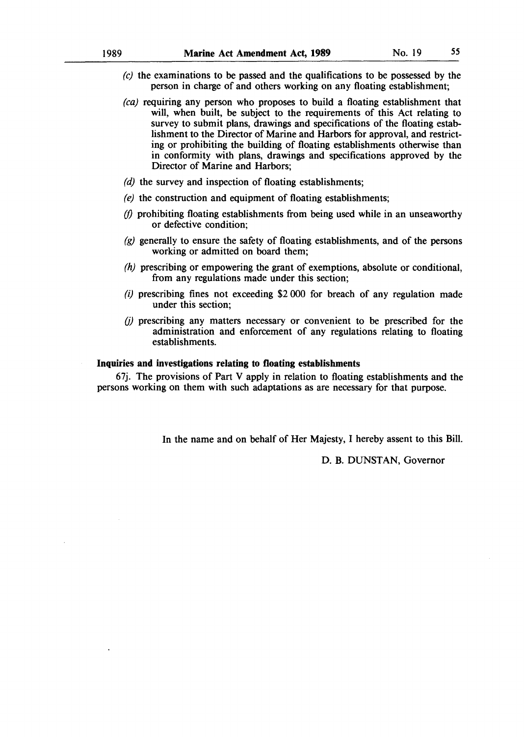(*c*) the examinations to be passed and the qualifications to be possessed by the person in charge of and others working on any floating establishment;

(*ca*) requiring any person who proposes to build a floating establishment that will, when built, be subject to the requirements of this Act relating to survey to submit plans, drawings and specifications of the floating establishment to the Director of Marine and Harbors for approval, and restricting or prohibiting the building of floating establishments otherwise than in conformity with plans, drawings and specifications approved by the Director of Marine and Harbors;

(*d*) the survey and inspection of floating establishments;

(*e*) the construction and equipment of floating establishments;

(*f*) prohibiting floating establishments from being used while in an unseaworthy or defective condition;

(*g*) generally to ensure the safety of floating establishments, and of the persons working or admitted on board them;

(*h*) prescribing or empowering the grant of exemptions, absolute or conditional, from any regulations made under this section;

(*i*) prescribing fines not exceeding $2 000 for breach of any regulation made under this section;

(*j*) prescribing any matters necessary or convenient to be prescribed for the administration and enforcement of any regulations relating to floating establishments.

**Inquiries and investigations relating to floating establishments**

67j. The provisions of Part V apply in relation to floating establishments and the persons working on them with such adaptations as are necessary for that purpose.

In the name and on behalf of Her Majesty, I hereby assent to this Bill.

D. B. DUNSTAN, Governor